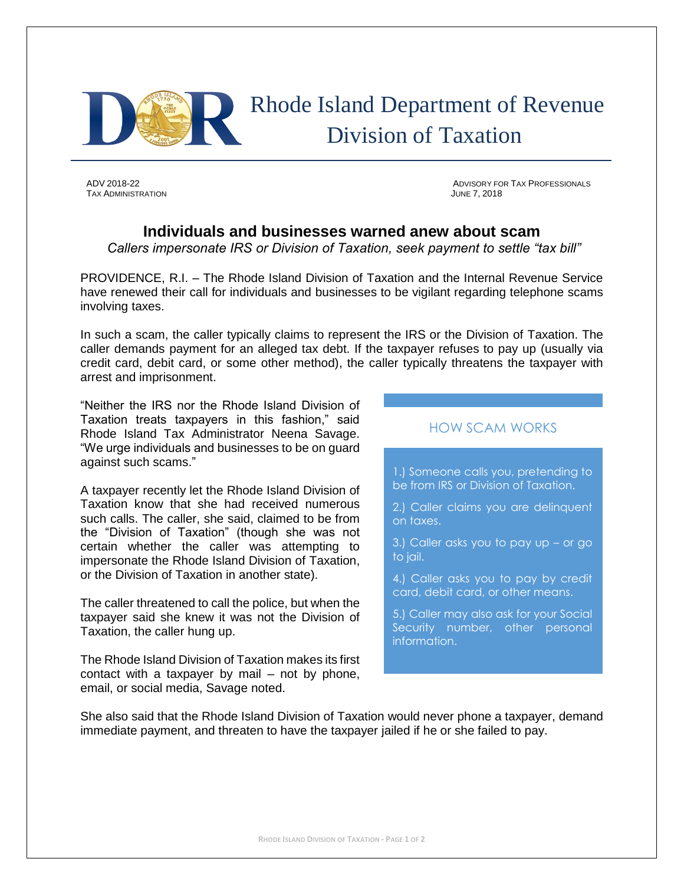# Rhode Island Department of Revenue
# Division of Taxation

ADV 2018-22
TAX ADMINISTRATION

ADVISORY FOR TAX PROFESSIONALS
JUNE 7, 2018

## Individuals and businesses warned anew about scam

*Callers impersonate IRS or Division of Taxation, seek payment to settle "tax bill"*

PROVIDENCE, R.I. – The Rhode Island Division of Taxation and the Internal Revenue Service have renewed their call for individuals and businesses to be vigilant regarding telephone scams involving taxes.

In such a scam, the caller typically claims to represent the IRS or the Division of Taxation. The caller demands payment for an alleged tax debt. If the taxpayer refuses to pay up (usually via credit card, debit card, or some other method), the caller typically threatens the taxpayer with arrest and imprisonment.

"Neither the IRS nor the Rhode Island Division of Taxation treats taxpayers in this fashion," said Rhode Island Tax Administrator Neena Savage. "We urge individuals and businesses to be on guard against such scams."

A taxpayer recently let the Rhode Island Division of Taxation know that she had received numerous such calls. The caller, she said, claimed to be from the "Division of Taxation" (though she was not certain whether the caller was attempting to impersonate the Rhode Island Division of Taxation, or the Division of Taxation in another state).

The caller threatened to call the police, but when the taxpayer said she knew it was not the Division of Taxation, the caller hung up.

The Rhode Island Division of Taxation makes its first contact with a taxpayer by mail – not by phone, email, or social media, Savage noted.

### HOW SCAM WORKS

1.) Someone calls you, pretending to be from IRS or Division of Taxation.

2.) Caller claims you are delinquent on taxes.

3.) Caller asks you to pay up – or go to jail.

4.) Caller asks you to pay by credit card, debit card, or other means.

5.) Caller may also ask for your Social Security number, other personal information.

She also said that the Rhode Island Division of Taxation would never phone a taxpayer, demand immediate payment, and threaten to have the taxpayer jailed if he or she failed to pay.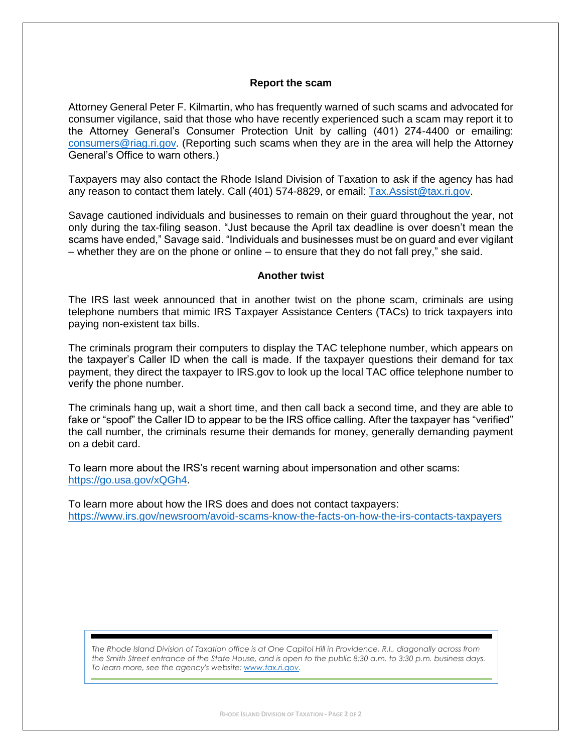## Report the scam

Attorney General Peter F. Kilmartin, who has frequently warned of such scams and advocated for consumer vigilance, said that those who have recently experienced such a scam may report it to the Attorney General's Consumer Protection Unit by calling (401) 274-4400 or emailing: consumers@riag.ri.gov. (Reporting such scams when they are in the area will help the Attorney General's Office to warn others.)

Taxpayers may also contact the Rhode Island Division of Taxation to ask if the agency has had any reason to contact them lately. Call (401) 574-8829, or email: Tax.Assist@tax.ri.gov.

Savage cautioned individuals and businesses to remain on their guard throughout the year, not only during the tax-filing season. "Just because the April tax deadline is over doesn't mean the scams have ended," Savage said. "Individuals and businesses must be on guard and ever vigilant – whether they are on the phone or online – to ensure that they do not fall prey," she said.

## Another twist

The IRS last week announced that in another twist on the phone scam, criminals are using telephone numbers that mimic IRS Taxpayer Assistance Centers (TACs) to trick taxpayers into paying non-existent tax bills.

The criminals program their computers to display the TAC telephone number, which appears on the taxpayer's Caller ID when the call is made. If the taxpayer questions their demand for tax payment, they direct the taxpayer to IRS.gov to look up the local TAC office telephone number to verify the phone number.

The criminals hang up, wait a short time, and then call back a second time, and they are able to fake or "spoof" the Caller ID to appear to be the IRS office calling. After the taxpayer has "verified" the call number, the criminals resume their demands for money, generally demanding payment on a debit card.

To learn more about the IRS's recent warning about impersonation and other scams: https://go.usa.gov/xQGh4.

To learn more about how the IRS does and does not contact taxpayers: https://www.irs.gov/newsroom/avoid-scams-know-the-facts-on-how-the-irs-contacts-taxpayers

*The Rhode Island Division of Taxation office is at One Capitol Hill in Providence, R.I., diagonally across from the Smith Street entrance of the State House, and is open to the public 8:30 a.m. to 3:30 p.m. business days. To learn more, see the agency's website: www.tax.ri.gov.*